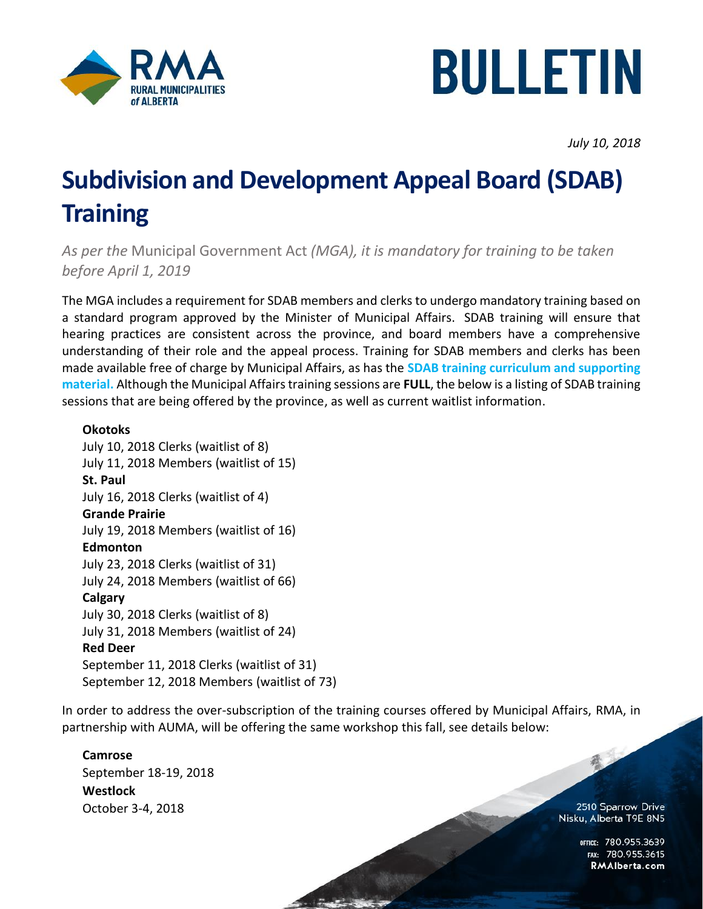# BULLETIN

*July 10, 2018*

# Subdivision and Development Appeal Board (SDAB) Training

*As per the* Municipal Government Act *(MGA), it is mandatory for training to be taken before April 1, 2019*

The MGA includes a requirement for SDAB members and clerks to undergo mandatory training based on a standard program approved by the Minister of Municipal Affairs. SDAB training will ensure that hearing practices are consistent across the province, and board members have a comprehensive understanding of their role and the appeal process. Training for SDAB members and clerks has been made available free of charge by Municipal Affairs, as has the **SDAB training curriculum and supporting material.** Although the Municipal Affairs training sessions are **FULL**, the below is a listing of SDAB training sessions that are being offered by the province, as well as current waitlist information.

**Okotoks**
July 10, 2018 Clerks (waitlist of 8)
July 11, 2018 Members (waitlist of 15)
**St. Paul**
July 16, 2018 Clerks (waitlist of 4)
**Grande Prairie**
July 19, 2018 Members (waitlist of 16)
**Edmonton**
July 23, 2018 Clerks (waitlist of 31)
July 24, 2018 Members (waitlist of 66)
**Calgary**
July 30, 2018 Clerks (waitlist of 8)
July 31, 2018 Members (waitlist of 24)
**Red Deer**
September 11, 2018 Clerks (waitlist of 31)
September 12, 2018 Members (waitlist of 73)

In order to address the over-subscription of the training courses offered by Municipal Affairs, RMA, in partnership with AUMA, will be offering the same workshop this fall, see details below:

**Camrose**
September 18-19, 2018
**Westlock**
October 3-4, 2018

2510 Sparrow Drive
Nisku, Alberta T9E 8N5

OFFICE: 780.955.3639
FAX: 780.955.3615
RMAlberta.com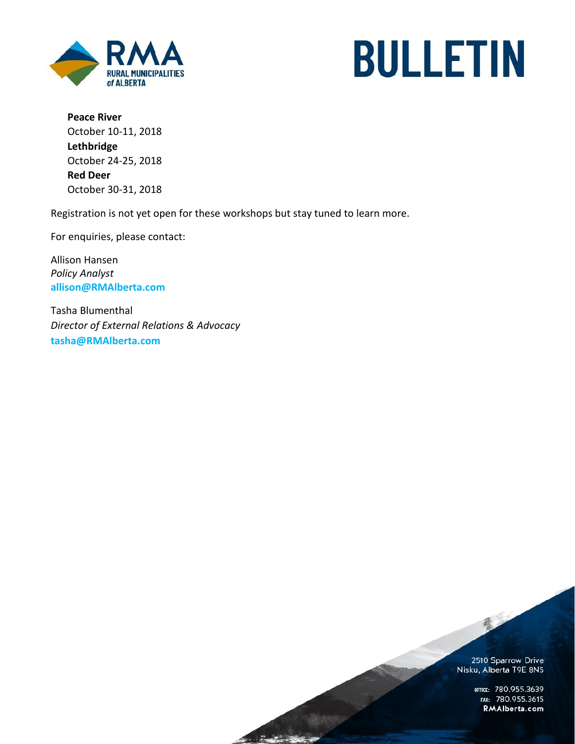**Peace River**
October 10-11, 2018
**Lethbridge**
October 24-25, 2018
**Red Deer**
October 30-31, 2018

Registration is not yet open for these workshops but stay tuned to learn more.

For enquiries, please contact:

Allison Hansen
*Policy Analyst*
**allison@RMAlberta.com**

Tasha Blumenthal
*Director of External Relations & Advocacy*
**tasha@RMAlberta.com**